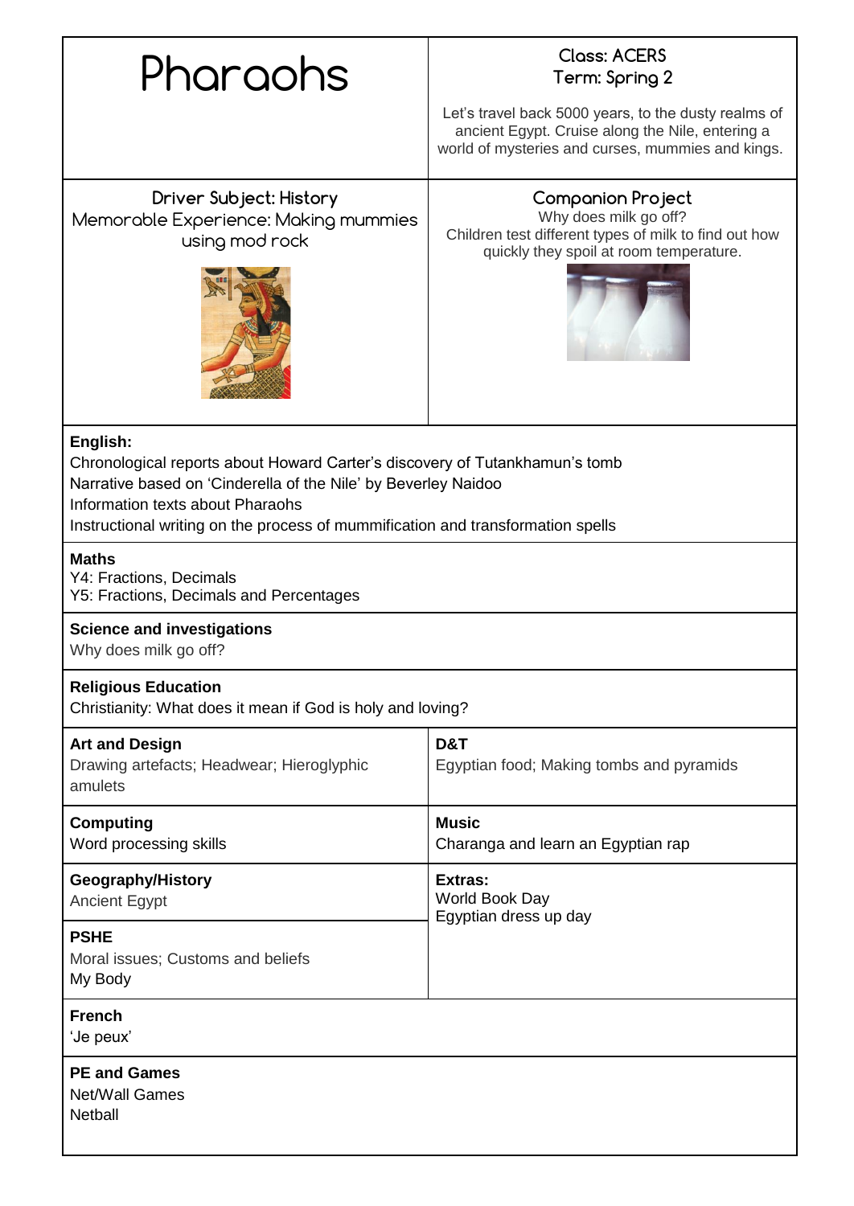# Pharaohs

**Class: ACERS**
**Term: Spring 2**

Let's travel back 5000 years, to the dusty realms of ancient Egypt. Cruise along the Nile, entering a world of mysteries and curses, mummies and kings.

**Driver Subject: History**
Memorable Experience: Making mummies using mod rock

**Companion Project**
Why does milk go off?
Children test different types of milk to find out how quickly they spoil at room temperature.

**English:**
Chronological reports about Howard Carter's discovery of Tutankhamun's tomb
Narrative based on 'Cinderella of the Nile' by Beverley Naidoo
Information texts about Pharaohs
Instructional writing on the process of mummification and transformation spells

**Maths**
Y4: Fractions, Decimals
Y5: Fractions, Decimals and Percentages

**Science and investigations**
Why does milk go off?

**Religious Education**
Christianity: What does it mean if God is holy and loving?

**Art and Design**
Drawing artefacts; Headwear; Hieroglyphic amulets

**D&T**
Egyptian food; Making tombs and pyramids

**Computing**
Word processing skills

**Music**
Charanga and learn an Egyptian rap

**Geography/History**
Ancient Egypt

**PSHE**
Moral issues; Customs and beliefs
My Body

**Extras:**
World Book Day
Egyptian dress up day

**French**
'Je peux'

**PE and Games**
Net/Wall Games
Netball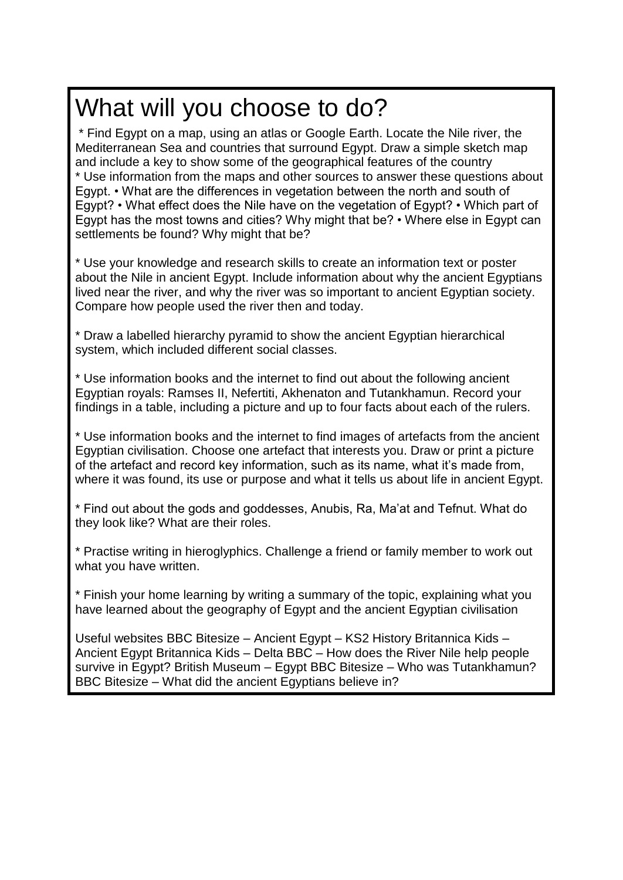# What will you choose to do?

* Find Egypt on a map, using an atlas or Google Earth. Locate the Nile river, the Mediterranean Sea and countries that surround Egypt. Draw a simple sketch map and include a key to show some of the geographical features of the country
* Use information from the maps and other sources to answer these questions about Egypt. • What are the differences in vegetation between the north and south of Egypt? • What effect does the Nile have on the vegetation of Egypt? • Which part of Egypt has the most towns and cities? Why might that be? • Where else in Egypt can settlements be found? Why might that be?

* Use your knowledge and research skills to create an information text or poster about the Nile in ancient Egypt. Include information about why the ancient Egyptians lived near the river, and why the river was so important to ancient Egyptian society. Compare how people used the river then and today.

* Draw a labelled hierarchy pyramid to show the ancient Egyptian hierarchical system, which included different social classes.

* Use information books and the internet to find out about the following ancient Egyptian royals: Ramses II, Nefertiti, Akhenaton and Tutankhamun. Record your findings in a table, including a picture and up to four facts about each of the rulers.

* Use information books and the internet to find images of artefacts from the ancient Egyptian civilisation. Choose one artefact that interests you. Draw or print a picture of the artefact and record key information, such as its name, what it's made from, where it was found, its use or purpose and what it tells us about life in ancient Egypt.

* Find out about the gods and goddesses, Anubis, Ra, Ma'at and Tefnut. What do they look like? What are their roles.

* Practise writing in hieroglyphics. Challenge a friend or family member to work out what you have written.

* Finish your home learning by writing a summary of the topic, explaining what you have learned about the geography of Egypt and the ancient Egyptian civilisation

Useful websites BBC Bitesize – Ancient Egypt – KS2 History Britannica Kids – Ancient Egypt Britannica Kids – Delta BBC – How does the River Nile help people survive in Egypt? British Museum – Egypt BBC Bitesize – Who was Tutankhamun? BBC Bitesize – What did the ancient Egyptians believe in?